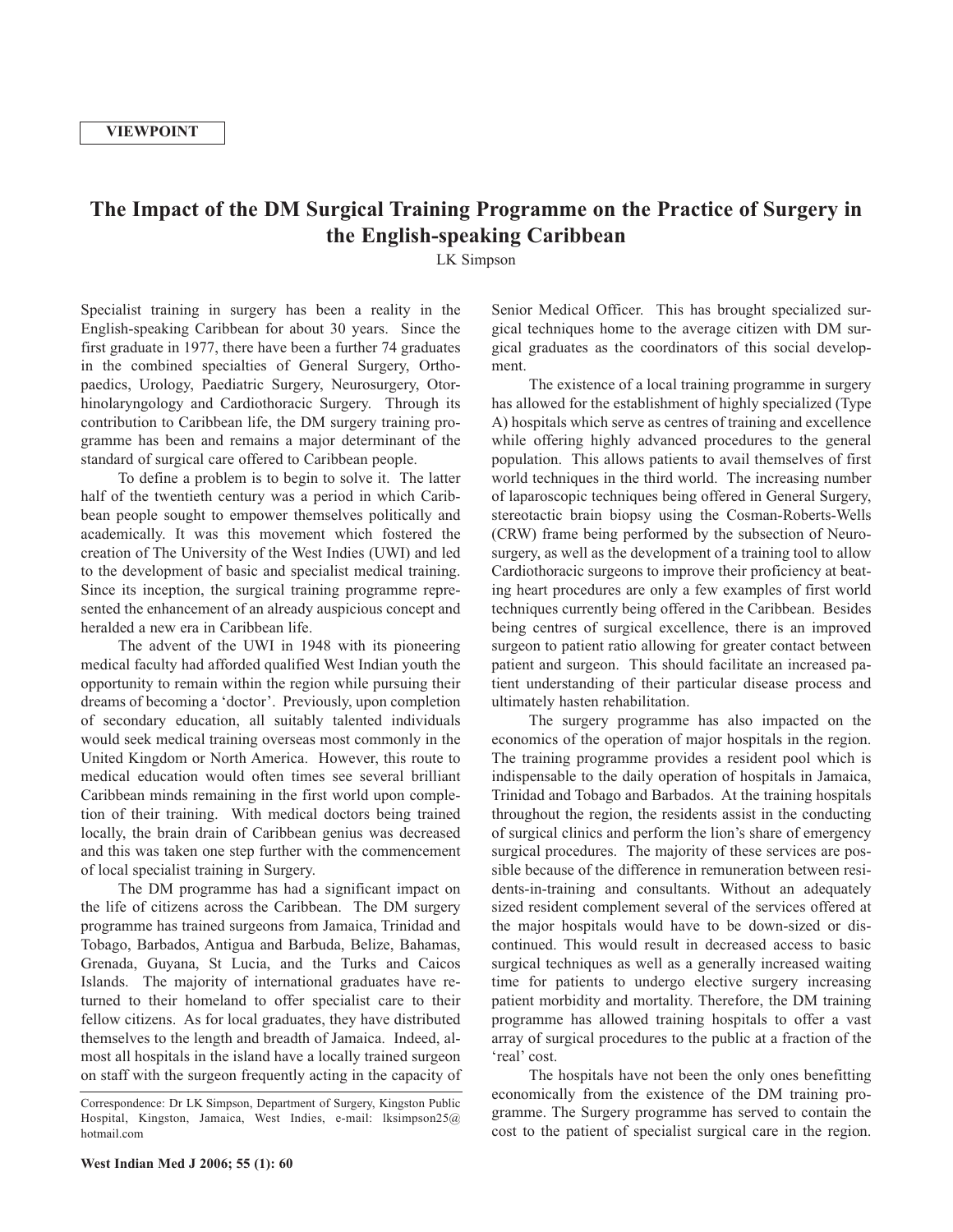VIEWPOINT

# The Impact of the DM Surgical Training Programme on the Practice of Surgery in the English-speaking Caribbean

LK Simpson

Specialist training in surgery has been a reality in the English-speaking Caribbean for about 30 years. Since the first graduate in 1977, there have been a further 74 graduates in the combined specialties of General Surgery, Orthopaedics, Urology, Paediatric Surgery, Neurosurgery, Otorhinolaryngology and Cardiothoracic Surgery. Through its contribution to Caribbean life, the DM surgery training programme has been and remains a major determinant of the standard of surgical care offered to Caribbean people.

To define a problem is to begin to solve it. The latter half of the twentieth century was a period in which Caribbean people sought to empower themselves politically and academically. It was this movement which fostered the creation of The University of the West Indies (UWI) and led to the development of basic and specialist medical training. Since its inception, the surgical training programme represented the enhancement of an already auspicious concept and heralded a new era in Caribbean life.

The advent of the UWI in 1948 with its pioneering medical faculty had afforded qualified West Indian youth the opportunity to remain within the region while pursuing their dreams of becoming a 'doctor'. Previously, upon completion of secondary education, all suitably talented individuals would seek medical training overseas most commonly in the United Kingdom or North America. However, this route to medical education would often times see several brilliant Caribbean minds remaining in the first world upon completion of their training. With medical doctors being trained locally, the brain drain of Caribbean genius was decreased and this was taken one step further with the commencement of local specialist training in Surgery.

The DM programme has had a significant impact on the life of citizens across the Caribbean. The DM surgery programme has trained surgeons from Jamaica, Trinidad and Tobago, Barbados, Antigua and Barbuda, Belize, Bahamas, Grenada, Guyana, St Lucia, and the Turks and Caicos Islands. The majority of international graduates have returned to their homeland to offer specialist care to their fellow citizens. As for local graduates, they have distributed themselves to the length and breadth of Jamaica. Indeed, almost all hospitals in the island have a locally trained surgeon on staff with the surgeon frequently acting in the capacity of Senior Medical Officer. This has brought specialized surgical techniques home to the average citizen with DM surgical graduates as the coordinators of this social development.

The existence of a local training programme in surgery has allowed for the establishment of highly specialized (Type A) hospitals which serve as centres of training and excellence while offering highly advanced procedures to the general population. This allows patients to avail themselves of first world techniques in the third world. The increasing number of laparoscopic techniques being offered in General Surgery, stereotactic brain biopsy using the Cosman-Roberts-Wells (CRW) frame being performed by the subsection of Neurosurgery, as well as the development of a training tool to allow Cardiothoracic surgeons to improve their proficiency at beating heart procedures are only a few examples of first world techniques currently being offered in the Caribbean. Besides being centres of surgical excellence, there is an improved surgeon to patient ratio allowing for greater contact between patient and surgeon. This should facilitate an increased patient understanding of their particular disease process and ultimately hasten rehabilitation.

The surgery programme has also impacted on the economics of the operation of major hospitals in the region. The training programme provides a resident pool which is indispensable to the daily operation of hospitals in Jamaica, Trinidad and Tobago and Barbados. At the training hospitals throughout the region, the residents assist in the conducting of surgical clinics and perform the lion's share of emergency surgical procedures. The majority of these services are possible because of the difference in remuneration between residents-in-training and consultants. Without an adequately sized resident complement several of the services offered at the major hospitals would have to be down-sized or discontinued. This would result in decreased access to basic surgical techniques as well as a generally increased waiting time for patients to undergo elective surgery increasing patient morbidity and mortality. Therefore, the DM training programme has allowed training hospitals to offer a vast array of surgical procedures to the public at a fraction of the 'real' cost.

The hospitals have not been the only ones benefitting economically from the existence of the DM training programme. The Surgery programme has served to contain the cost to the patient of specialist surgical care in the region.

Correspondence: Dr LK Simpson, Department of Surgery, Kingston Public Hospital, Kingston, Jamaica, West Indies, e-mail: lksimpson25@hotmail.com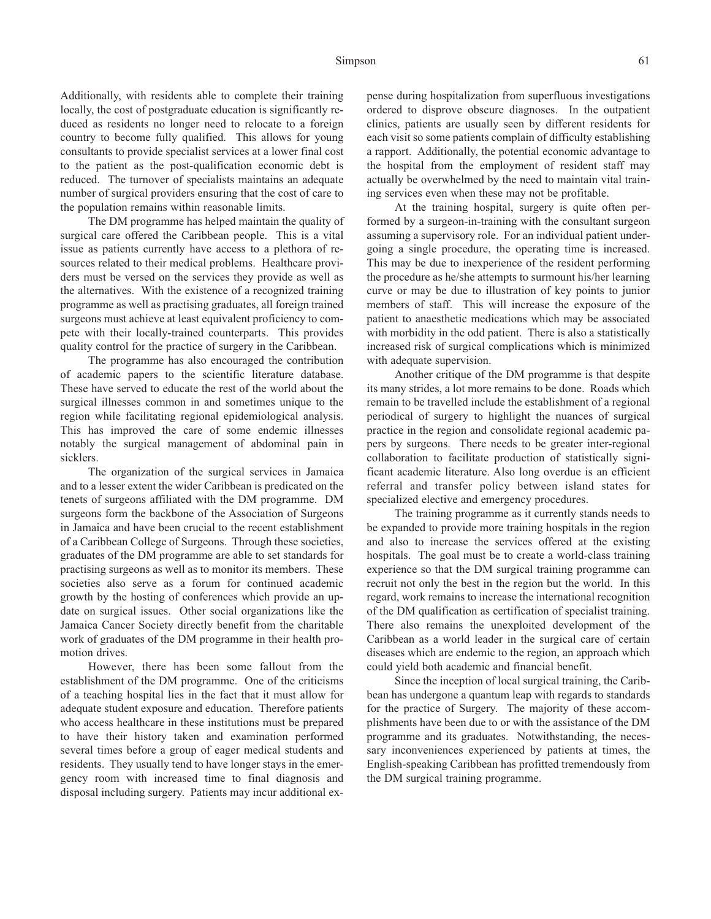Additionally, with residents able to complete their training locally, the cost of postgraduate education is significantly reduced as residents no longer need to relocate to a foreign country to become fully qualified. This allows for young consultants to provide specialist services at a lower final cost to the patient as the post-qualification economic debt is reduced. The turnover of specialists maintains an adequate number of surgical providers ensuring that the cost of care to the population remains within reasonable limits.

The DM programme has helped maintain the quality of surgical care offered the Caribbean people. This is a vital issue as patients currently have access to a plethora of resources related to their medical problems. Healthcare providers must be versed on the services they provide as well as the alternatives. With the existence of a recognized training programme as well as practising graduates, all foreign trained surgeons must achieve at least equivalent proficiency to compete with their locally-trained counterparts. This provides quality control for the practice of surgery in the Caribbean.

The programme has also encouraged the contribution of academic papers to the scientific literature database. These have served to educate the rest of the world about the surgical illnesses common in and sometimes unique to the region while facilitating regional epidemiological analysis. This has improved the care of some endemic illnesses notably the surgical management of abdominal pain in sicklers.

The organization of the surgical services in Jamaica and to a lesser extent the wider Caribbean is predicated on the tenets of surgeons affiliated with the DM programme. DM surgeons form the backbone of the Association of Surgeons in Jamaica and have been crucial to the recent establishment of a Caribbean College of Surgeons. Through these societies, graduates of the DM programme are able to set standards for practising surgeons as well as to monitor its members. These societies also serve as a forum for continued academic growth by the hosting of conferences which provide an update on surgical issues. Other social organizations like the Jamaica Cancer Society directly benefit from the charitable work of graduates of the DM programme in their health promotion drives.

However, there has been some fallout from the establishment of the DM programme. One of the criticisms of a teaching hospital lies in the fact that it must allow for adequate student exposure and education. Therefore patients who access healthcare in these institutions must be prepared to have their history taken and examination performed several times before a group of eager medical students and residents. They usually tend to have longer stays in the emergency room with increased time to final diagnosis and disposal including surgery. Patients may incur additional expense during hospitalization from superfluous investigations ordered to disprove obscure diagnoses. In the outpatient clinics, patients are usually seen by different residents for each visit so some patients complain of difficulty establishing a rapport. Additionally, the potential economic advantage to the hospital from the employment of resident staff may actually be overwhelmed by the need to maintain vital training services even when these may not be profitable.

At the training hospital, surgery is quite often performed by a surgeon-in-training with the consultant surgeon assuming a supervisory role. For an individual patient undergoing a single procedure, the operating time is increased. This may be due to inexperience of the resident performing the procedure as he/she attempts to surmount his/her learning curve or may be due to illustration of key points to junior members of staff. This will increase the exposure of the patient to anaesthetic medications which may be associated with morbidity in the odd patient. There is also a statistically increased risk of surgical complications which is minimized with adequate supervision.

Another critique of the DM programme is that despite its many strides, a lot more remains to be done. Roads which remain to be travelled include the establishment of a regional periodical of surgery to highlight the nuances of surgical practice in the region and consolidate regional academic papers by surgeons. There needs to be greater inter-regional collaboration to facilitate production of statistically significant academic literature. Also long overdue is an efficient referral and transfer policy between island states for specialized elective and emergency procedures.

The training programme as it currently stands needs to be expanded to provide more training hospitals in the region and also to increase the services offered at the existing hospitals. The goal must be to create a world-class training experience so that the DM surgical training programme can recruit not only the best in the region but the world. In this regard, work remains to increase the international recognition of the DM qualification as certification of specialist training. There also remains the unexploited development of the Caribbean as a world leader in the surgical care of certain diseases which are endemic to the region, an approach which could yield both academic and financial benefit.

Since the inception of local surgical training, the Caribbean has undergone a quantum leap with regards to standards for the practice of Surgery. The majority of these accomplishments have been due to or with the assistance of the DM programme and its graduates. Notwithstanding, the necessary inconveniences experienced by patients at times, the English-speaking Caribbean has profitted tremendously from the DM surgical training programme.